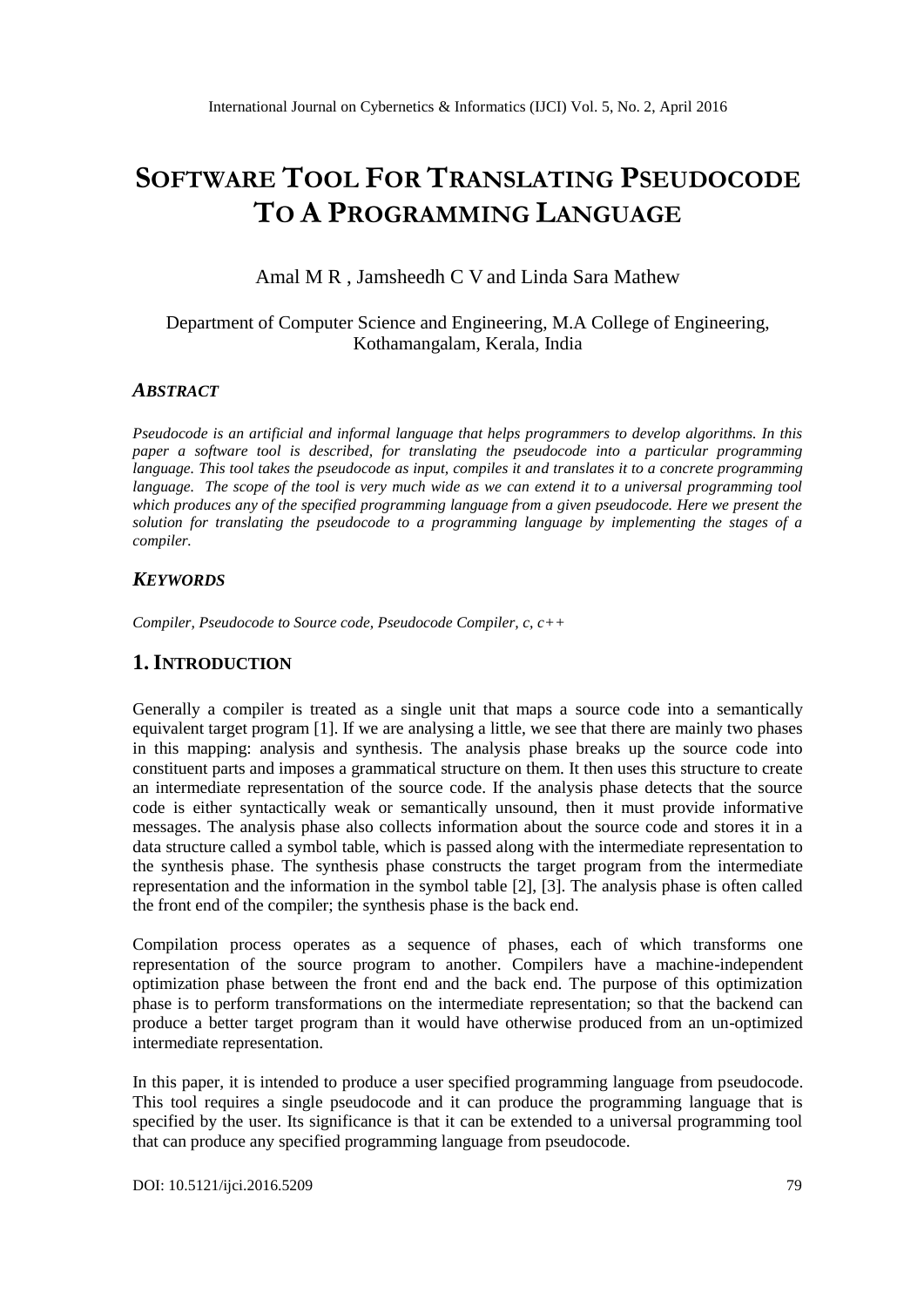# SOFTWARE TOOL FOR TRANSLATING PSEUDOCODE TO A PROGRAMMING LANGUAGE

Amal M R , Jamsheedh C V and Linda Sara Mathew

Department of Computer Science and Engineering, M.A College of Engineering, Kothamangalam, Kerala, India

### *ABSTRACT*

*Pseudocode is an artificial and informal language that helps programmers to develop algorithms. In this paper a software tool is described, for translating the pseudocode into a particular programming language. This tool takes the pseudocode as input, compiles it and translates it to a concrete programming language. The scope of the tool is very much wide as we can extend it to a universal programming tool which produces any of the specified programming language from a given pseudocode. Here we present the solution for translating the pseudocode to a programming language by implementing the stages of a compiler.*

### *KEYWORDS*

*Compiler, Pseudocode to Source code, Pseudocode Compiler, c, c++*

## 1. INTRODUCTION

Generally a compiler is treated as a single unit that maps a source code into a semantically equivalent target program [1]. If we are analysing a little, we see that there are mainly two phases in this mapping: analysis and synthesis. The analysis phase breaks up the source code into constituent parts and imposes a grammatical structure on them. It then uses this structure to create an intermediate representation of the source code. If the analysis phase detects that the source code is either syntactically weak or semantically unsound, then it must provide informative messages. The analysis phase also collects information about the source code and stores it in a data structure called a symbol table, which is passed along with the intermediate representation to the synthesis phase. The synthesis phase constructs the target program from the intermediate representation and the information in the symbol table [2], [3]. The analysis phase is often called the front end of the compiler; the synthesis phase is the back end.

Compilation process operates as a sequence of phases, each of which transforms one representation of the source program to another. Compilers have a machine-independent optimization phase between the front end and the back end. The purpose of this optimization phase is to perform transformations on the intermediate representation; so that the backend can produce a better target program than it would have otherwise produced from an un-optimized intermediate representation.

In this paper, it is intended to produce a user specified programming language from pseudocode. This tool requires a single pseudocode and it can produce the programming language that is specified by the user. Its significance is that it can be extended to a universal programming tool that can produce any specified programming language from pseudocode.

DOI: 10.5121/ijci.2016.5209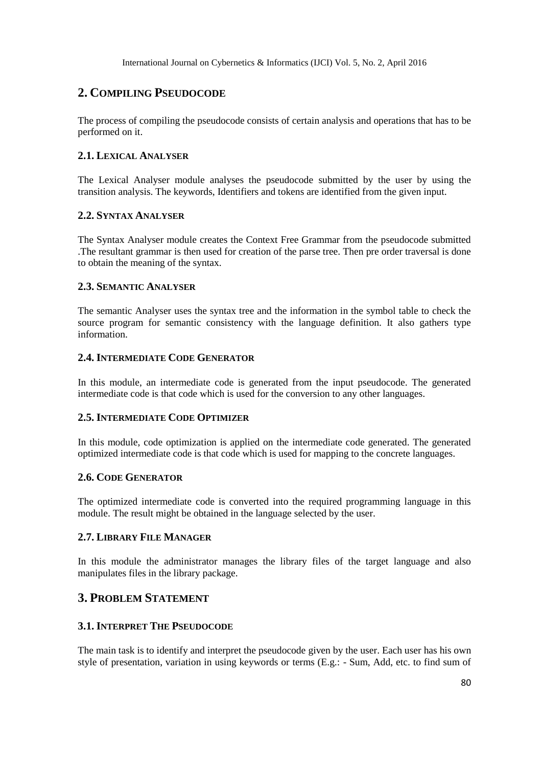## 2. COMPILING PSEUDOCODE

The process of compiling the pseudocode consists of certain analysis and operations that has to be performed on it.

### 2.1. LEXICAL ANALYSER

The Lexical Analyser module analyses the pseudocode submitted by the user by using the transition analysis. The keywords, Identifiers and tokens are identified from the given input.

### 2.2. SYNTAX ANALYSER

The Syntax Analyser module creates the Context Free Grammar from the pseudocode submitted .The resultant grammar is then used for creation of the parse tree. Then pre order traversal is done to obtain the meaning of the syntax.

### 2.3. SEMANTIC ANALYSER

The semantic Analyser uses the syntax tree and the information in the symbol table to check the source program for semantic consistency with the language definition. It also gathers type information.

### 2.4. INTERMEDIATE CODE GENERATOR

In this module, an intermediate code is generated from the input pseudocode. The generated intermediate code is that code which is used for the conversion to any other languages.

### 2.5. INTERMEDIATE CODE OPTIMIZER

In this module, code optimization is applied on the intermediate code generated. The generated optimized intermediate code is that code which is used for mapping to the concrete languages.

### 2.6. CODE GENERATOR

The optimized intermediate code is converted into the required programming language in this module. The result might be obtained in the language selected by the user.

### 2.7. LIBRARY FILE MANAGER

In this module the administrator manages the library files of the target language and also manipulates files in the library package.

## 3. PROBLEM STATEMENT

### 3.1. INTERPRET THE PSEUDOCODE

The main task is to identify and interpret the pseudocode given by the user. Each user has his own style of presentation, variation in using keywords or terms (E.g.: - Sum, Add, etc. to find sum of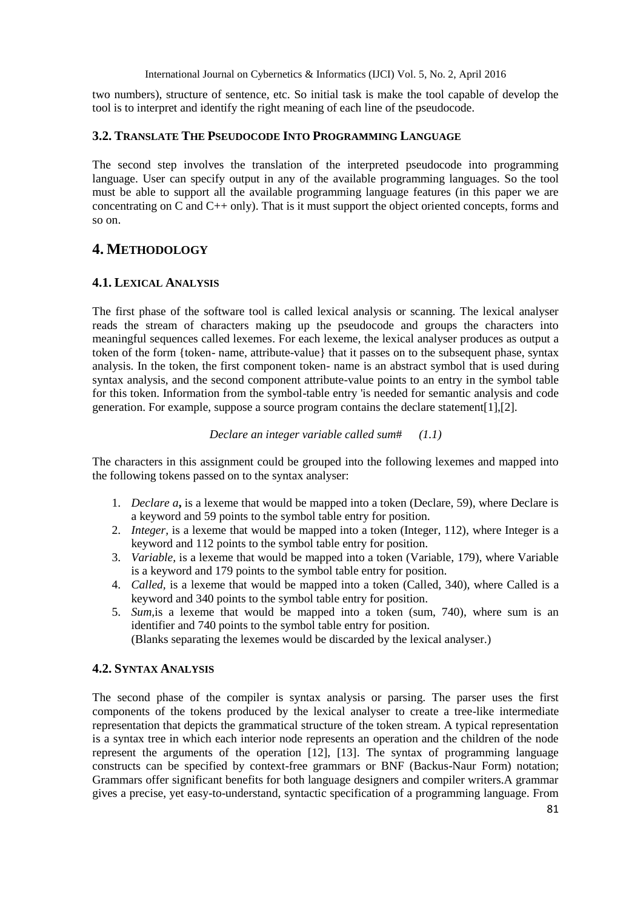two numbers), structure of sentence, etc. So initial task is make the tool capable of develop the tool is to interpret and identify the right meaning of each line of the pseudocode.

### 3.2. Translate The Pseudocode Into Programming Language

The second step involves the translation of the interpreted pseudocode into programming language. User can specify output in any of the available programming languages. So the tool must be able to support all the available programming language features (in this paper we are concentrating on C and C++ only). That is it must support the object oriented concepts, forms and so on.

## 4. Methodology

### 4.1. Lexical Analysis

The first phase of the software tool is called lexical analysis or scanning. The lexical analyser reads the stream of characters making up the pseudocode and groups the characters into meaningful sequences called lexemes. For each lexeme, the lexical analyser produces as output a token of the form {token- name, attribute-value} that it passes on to the subsequent phase, syntax analysis. In the token, the first component token- name is an abstract symbol that is used during syntax analysis, and the second component attribute-value points to an entry in the symbol table for this token. Information from the symbol-table entry 'is needed for semantic analysis and code generation. For example, suppose a source program contains the declare statement[1],[2].

*Declare an integer variable called sum#* *(1.1)*

The characters in this assignment could be grouped into the following lexemes and mapped into the following tokens passed on to the syntax analyser:

1. *Declare a***,** is a lexeme that would be mapped into a token (Declare, 59), where Declare is a keyword and 59 points to the symbol table entry for position.
2. *Integer,* is a lexeme that would be mapped into a token (Integer, 112), where Integer is a keyword and 112 points to the symbol table entry for position.
3. *Variable,* is a lexeme that would be mapped into a token (Variable, 179), where Variable is a keyword and 179 points to the symbol table entry for position.
4. *Called,* is a lexeme that would be mapped into a token (Called, 340), where Called is a keyword and 340 points to the symbol table entry for position.
5. *Sum,*is a lexeme that would be mapped into a token (sum, 740), where sum is an identifier and 740 points to the symbol table entry for position.
   (Blanks separating the lexemes would be discarded by the lexical analyser.)

### 4.2. Syntax Analysis

The second phase of the compiler is syntax analysis or parsing. The parser uses the first components of the tokens produced by the lexical analyser to create a tree-like intermediate representation that depicts the grammatical structure of the token stream. A typical representation is a syntax tree in which each interior node represents an operation and the children of the node represent the arguments of the operation [12], [13]. The syntax of programming language constructs can be specified by context-free grammars or BNF (Backus-Naur Form) notation; Grammars offer significant benefits for both language designers and compiler writers.A grammar gives a precise, yet easy-to-understand, syntactic specification of a programming language. From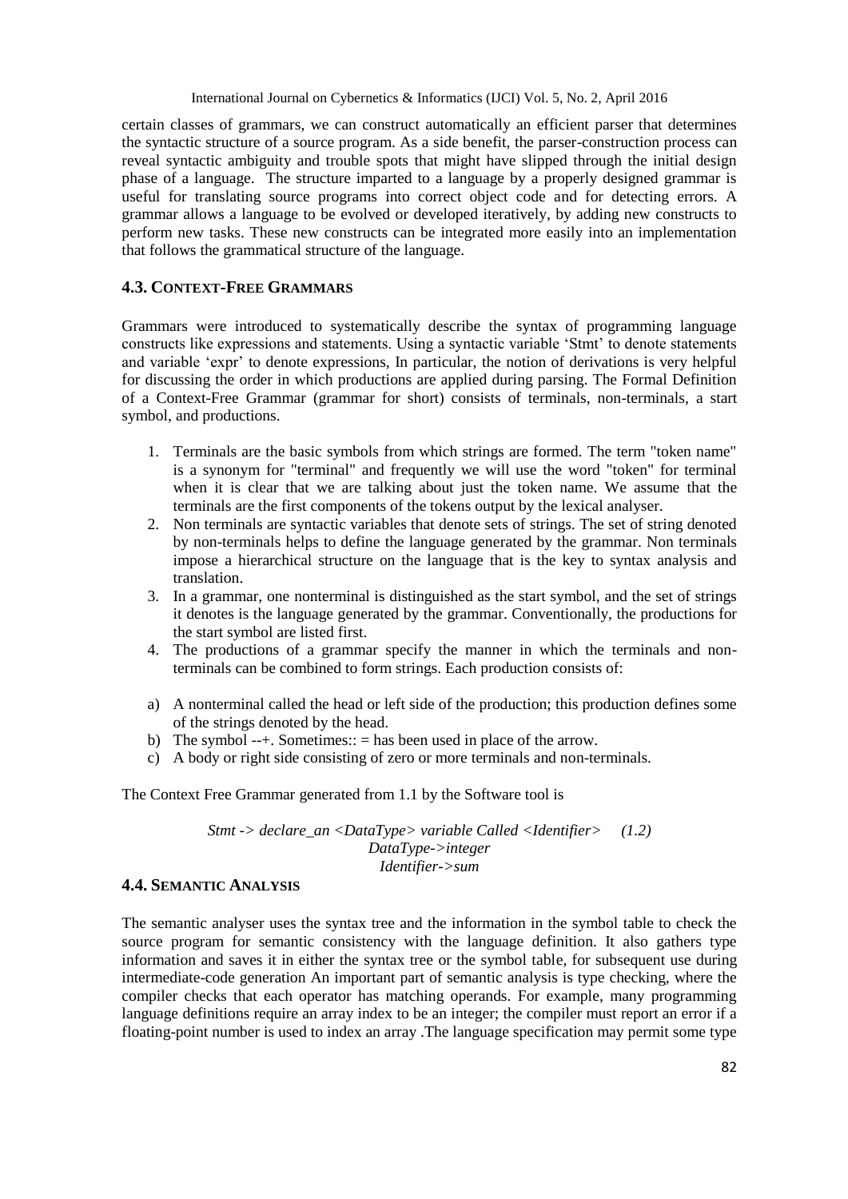certain classes of grammars, we can construct automatically an efficient parser that determines the syntactic structure of a source program. As a side benefit, the parser-construction process can reveal syntactic ambiguity and trouble spots that might have slipped through the initial design phase of a language. The structure imparted to a language by a properly designed grammar is useful for translating source programs into correct object code and for detecting errors. A grammar allows a language to be evolved or developed iteratively, by adding new constructs to perform new tasks. These new constructs can be integrated more easily into an implementation that follows the grammatical structure of the language.

### 4.3. Context-Free Grammars

Grammars were introduced to systematically describe the syntax of programming language constructs like expressions and statements. Using a syntactic variable 'Stmt' to denote statements and variable 'expr' to denote expressions, In particular, the notion of derivations is very helpful for discussing the order in which productions are applied during parsing. The Formal Definition of a Context-Free Grammar (grammar for short) consists of terminals, non-terminals, a start symbol, and productions.

1. Terminals are the basic symbols from which strings are formed. The term "token name" is a synonym for "terminal" and frequently we will use the word "token" for terminal when it is clear that we are talking about just the token name. We assume that the terminals are the first components of the tokens output by the lexical analyser.
2. Non terminals are syntactic variables that denote sets of strings. The set of string denoted by non-terminals helps to define the language generated by the grammar. Non terminals impose a hierarchical structure on the language that is the key to syntax analysis and translation.
3. In a grammar, one nonterminal is distinguished as the start symbol, and the set of strings it denotes is the language generated by the grammar. Conventionally, the productions for the start symbol are listed first.
4. The productions of a grammar specify the manner in which the terminals and non-terminals can be combined to form strings. Each production consists of:

a) A nonterminal called the head or left side of the production; this production defines some of the strings denoted by the head.
b) The symbol --+. Sometimes:: = has been used in place of the arrow.
c) A body or right side consisting of zero or more terminals and non-terminals.

The Context Free Grammar generated from 1.1 by the Software tool is

*Stmt -> declare_an <DataType> variable Called <Identifier>* *(1.2)*
*DataType->integer*
*Identifier->sum*

### 4.4. Semantic Analysis

The semantic analyser uses the syntax tree and the information in the symbol table to check the source program for semantic consistency with the language definition. It also gathers type information and saves it in either the syntax tree or the symbol table, for subsequent use during intermediate-code generation An important part of semantic analysis is type checking, where the compiler checks that each operator has matching operands. For example, many programming language definitions require an array index to be an integer; the compiler must report an error if a floating-point number is used to index an array .The language specification may permit some type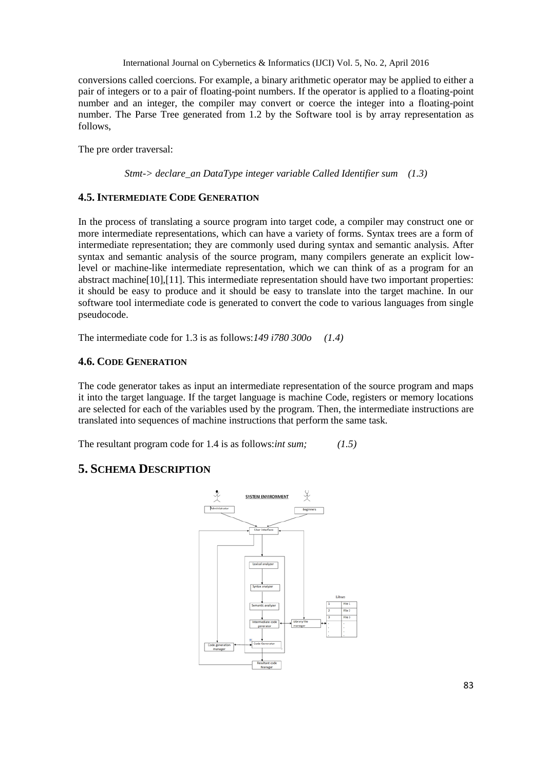conversions called coercions. For example, a binary arithmetic operator may be applied to either a pair of integers or to a pair of floating-point numbers. If the operator is applied to a floating-point number and an integer, the compiler may convert or coerce the integer into a floating-point number. The Parse Tree generated from 1.2 by the Software tool is by array representation as follows,

The pre order traversal:

*Stmt-> declare_an DataType integer variable Called Identifier sum (1.3)*

### 4.5. INTERMEDIATE CODE GENERATION

In the process of translating a source program into target code, a compiler may construct one or more intermediate representations, which can have a variety of forms. Syntax trees are a form of intermediate representation; they are commonly used during syntax and semantic analysis. After syntax and semantic analysis of the source program, many compilers generate an explicit low-level or machine-like intermediate representation, which we can think of as a program for an abstract machine[10],[11]. This intermediate representation should have two important properties: it should be easy to produce and it should be easy to translate into the target machine. In our software tool intermediate code is generated to convert the code to various languages from single pseudocode.

The intermediate code for 1.3 is as follows:*149 i780 300o (1.4)*

### 4.6. CODE GENERATION

The code generator takes as input an intermediate representation of the source program and maps it into the target language. If the target language is machine Code, registers or memory locations are selected for each of the variables used by the program. Then, the intermediate instructions are translated into sequences of machine instructions that perform the same task.

The resultant program code for 1.4 is as follows:*int sum; (1.5)*

## 5. SCHEMA DESCRIPTION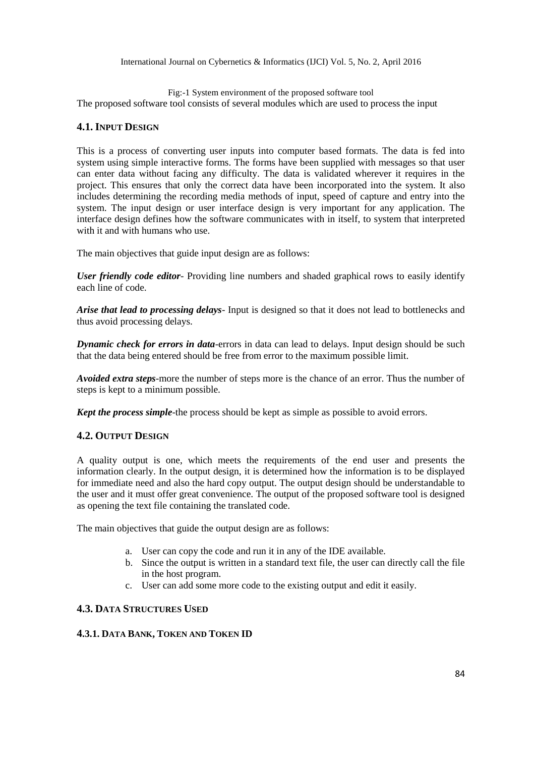Fig:-1 System environment of the proposed software tool

The proposed software tool consists of several modules which are used to process the input

## 4.1. INPUT DESIGN

This is a process of converting user inputs into computer based formats. The data is fed into system using simple interactive forms. The forms have been supplied with messages so that user can enter data without facing any difficulty. The data is validated wherever it requires in the project. This ensures that only the correct data have been incorporated into the system. It also includes determining the recording media methods of input, speed of capture and entry into the system. The input design or user interface design is very important for any application. The interface design defines how the software communicates with in itself, to system that interpreted with it and with humans who use.

The main objectives that guide input design are as follows:

***User friendly code editor***- Providing line numbers and shaded graphical rows to easily identify each line of code.

***Arise that lead to processing delays***- Input is designed so that it does not lead to bottlenecks and thus avoid processing delays.

***Dynamic check for errors in data***-errors in data can lead to delays. Input design should be such that the data being entered should be free from error to the maximum possible limit.

***Avoided extra steps***-more the number of steps more is the chance of an error. Thus the number of steps is kept to a minimum possible.

***Kept the process simple***-the process should be kept as simple as possible to avoid errors.

## 4.2. OUTPUT DESIGN

A quality output is one, which meets the requirements of the end user and presents the information clearly. In the output design, it is determined how the information is to be displayed for immediate need and also the hard copy output. The output design should be understandable to the user and it must offer great convenience. The output of the proposed software tool is designed as opening the text file containing the translated code.

The main objectives that guide the output design are as follows:

a. User can copy the code and run it in any of the IDE available.
b. Since the output is written in a standard text file, the user can directly call the file in the host program.
c. User can add some more code to the existing output and edit it easily.

## 4.3. DATA STRUCTURES USED

### 4.3.1. DATA BANK, TOKEN AND TOKEN ID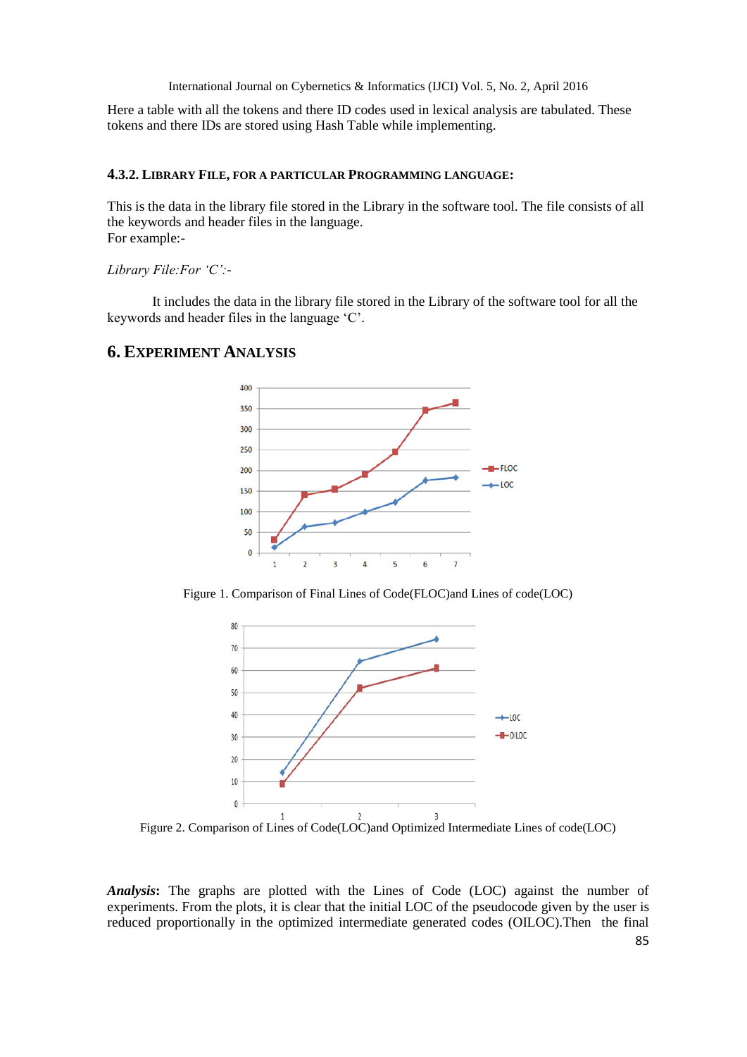Here a table with all the tokens and there ID codes used in lexical analysis are tabulated. These tokens and there IDs are stored using Hash Table while implementing.

#### 4.3.2. Library File, for a particular Programming language:

This is the data in the library file stored in the Library in the software tool. The file consists of all the keywords and header files in the language.
For example:-

*Library File:For 'C':-*

It includes the data in the library file stored in the Library of the software tool for all the keywords and header files in the language 'C'.

## 6. Experiment Analysis

Figure 1. Comparison of Final Lines of Code(FLOC)and Lines of code(LOC)

Figure 2. Comparison of Lines of Code(LOC)and Optimized Intermediate Lines of code(LOC)

***Analysis*:** The graphs are plotted with the Lines of Code (LOC) against the number of experiments. From the plots, it is clear that the initial LOC of the pseudocode given by the user is reduced proportionally in the optimized intermediate generated codes (OILOC).Then the final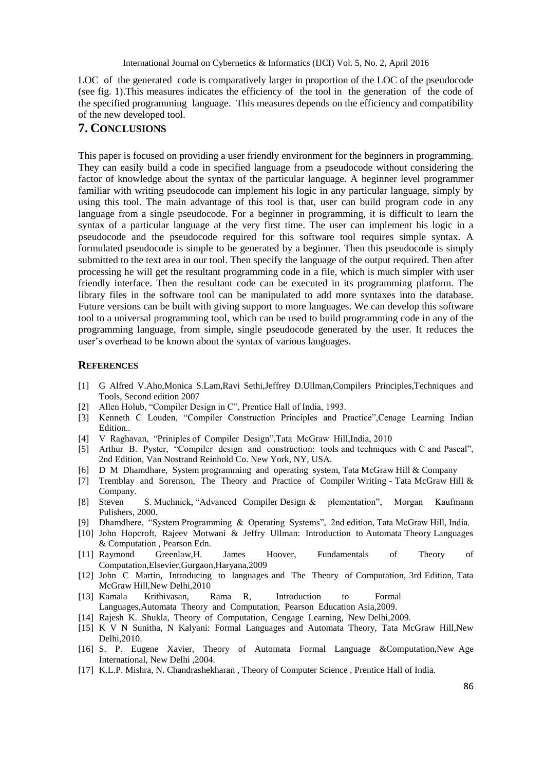LOC of the generated code is comparatively larger in proportion of the LOC of the pseudocode (see fig. 1).This measures indicates the efficiency of the tool in the generation of the code of the specified programming language. This measures depends on the efficiency and compatibility of the new developed tool.

## 7. CONCLUSIONS

This paper is focused on providing a user friendly environment for the beginners in programming. They can easily build a code in specified language from a pseudocode without considering the factor of knowledge about the syntax of the particular language. A beginner level programmer familiar with writing pseudocode can implement his logic in any particular language, simply by using this tool. The main advantage of this tool is that, user can build program code in any language from a single pseudocode. For a beginner in programming, it is difficult to learn the syntax of a particular language at the very first time. The user can implement his logic in a pseudocode and the pseudocode required for this software tool requires simple syntax. A formulated pseudocode is simple to be generated by a beginner. Then this pseudocode is simply submitted to the text area in our tool. Then specify the language of the output required. Then after processing he will get the resultant programming code in a file, which is much simpler with user friendly interface. Then the resultant code can be executed in its programming platform. The library files in the software tool can be manipulated to add more syntaxes into the database. Future versions can be built with giving support to more languages. We can develop this software tool to a universal programming tool, which can be used to build programming code in any of the programming language, from simple, single pseudocode generated by the user. It reduces the user's overhead to be known about the syntax of various languages.

### REFERENCES

[1] G Alfred V.Aho,Monica S.Lam,Ravi Sethi,Jeffrey D.Ullman,Compilers Principles,Techniques and Tools, Second edition 2007

[2] Allen Holub, "Compiler Design in C", Prentice Hall of India, 1993.

[3] Kenneth C Louden, "Compiler Construction Principles and Practice",Cenage Learning Indian Edition..

[4] V Raghavan, "Priniples of Compiler Design",Tata McGraw Hill,India, 2010

[5] Arthur B. Pyster, "Compiler design and construction: tools and techniques with C and Pascal", 2nd Edition, Van Nostrand Reinhold Co. New York, NY, USA.

[6] D M Dhamdhare, System programming and operating system, Tata McGraw Hill & Company

[7] Tremblay and Sorenson, The Theory and Practice of Compiler Writing - Tata McGraw Hill & Company.

[8] Steven S. Muchnick, "Advanced Compiler Design & plementation", Morgan Kaufmann Pulishers, 2000.

[9] Dhamdhere, "System Programming & Operating Systems", 2nd edition, Tata McGraw Hill, India.

[10] John Hopcroft, Rajeev Motwani & Jeffry Ullman: Introduction to Automata Theory Languages & Computation , Pearson Edn.

[11] Raymond Greenlaw,H. James Hoover, Fundamentals of Theory of Computation,Elsevier,Gurgaon,Haryana,2009

[12] John C Martin, Introducing to languages and The Theory of Computation, 3rd Edition, Tata McGraw Hill,New Delhi,2010

[13] Kamala Krithivasan, Rama R, Introduction to Formal Languages,Automata Theory and Computation, Pearson Education Asia,2009.

[14] Rajesh K. Shukla, Theory of Computation, Cengage Learning, New Delhi,2009.

[15] K V N Sunitha, N Kalyani: Formal Languages and Automata Theory, Tata McGraw Hill,New Delhi,2010.

[16] S. P. Eugene Xavier, Theory of Automata Formal Language &Computation,New Age International, New Delhi ,2004.

[17] K.L.P. Mishra, N. Chandrashekharan , Theory of Computer Science , Prentice Hall of India.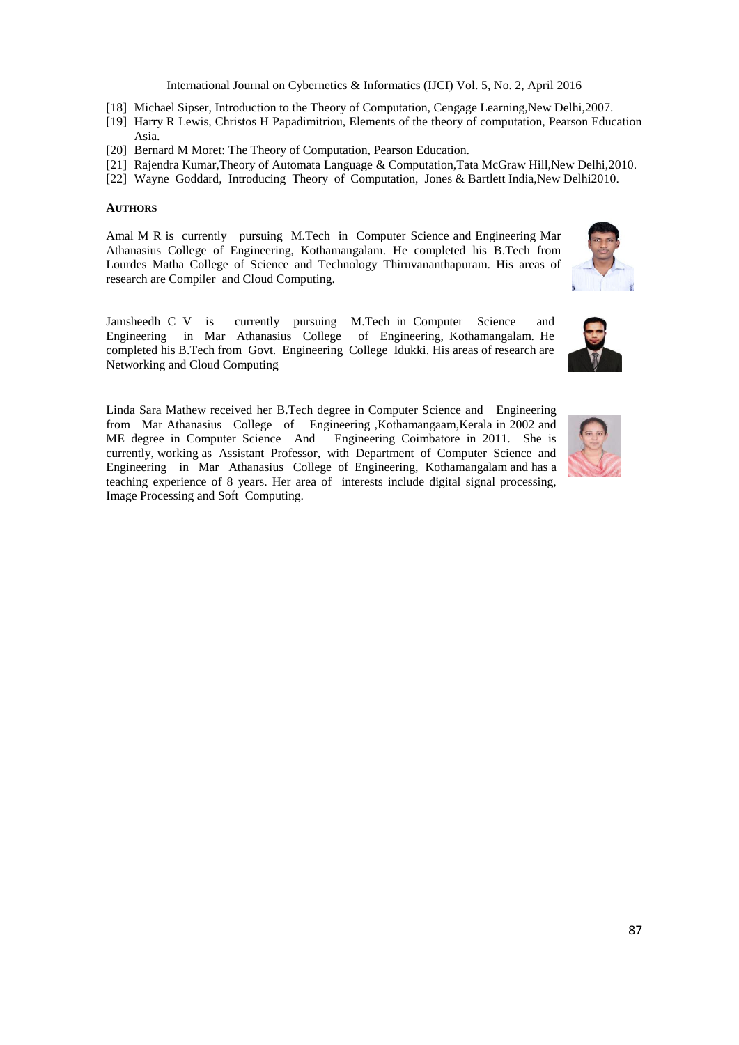[18] Michael Sipser, Introduction to the Theory of Computation, Cengage Learning,New Delhi,2007.
[19] Harry R Lewis, Christos H Papadimitriou, Elements of the theory of computation, Pearson Education Asia.
[20] Bernard M Moret: The Theory of Computation, Pearson Education.
[21] Rajendra Kumar,Theory of Automata Language & Computation,Tata McGraw Hill,New Delhi,2010.
[22] Wayne Goddard, Introducing Theory of Computation, Jones & Bartlett India,New Delhi2010.

## AUTHORS

Amal M R is currently pursuing M.Tech in Computer Science and Engineering Mar Athanasius College of Engineering, Kothamangalam. He completed his B.Tech from Lourdes Matha College of Science and Technology Thiruvananthapuram. His areas of research are Compiler and Cloud Computing.

Jamsheedh C V is currently pursuing M.Tech in Computer Science and Engineering in Mar Athanasius College of Engineering, Kothamangalam. He completed his B.Tech from Govt. Engineering College Idukki. His areas of research are Networking and Cloud Computing

Linda Sara Mathew received her B.Tech degree in Computer Science and Engineering from Mar Athanasius College of Engineering ,Kothamangaam,Kerala in 2002 and ME degree in Computer Science And Engineering Coimbatore in 2011. She is currently, working as Assistant Professor, with Department of Computer Science and Engineering in Mar Athanasius College of Engineering, Kothamangalam and has a teaching experience of 8 years. Her area of interests include digital signal processing, Image Processing and Soft Computing.